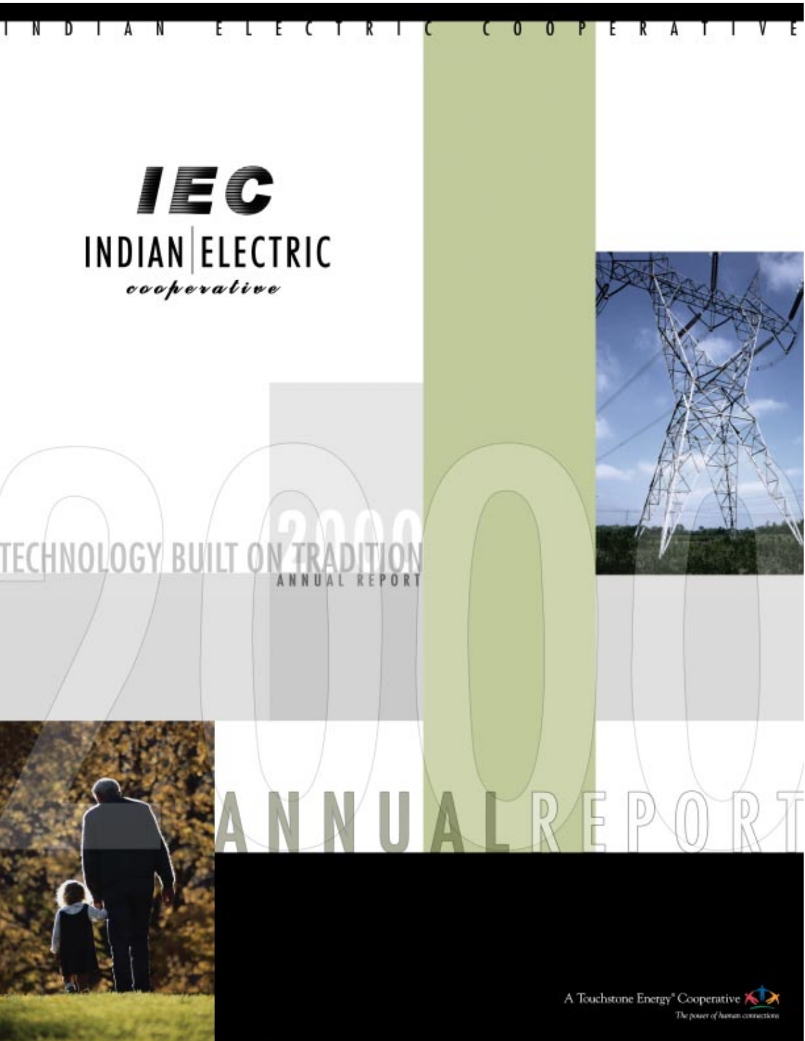INDIAN ELECTRIC COOPERATIVE

# IEC

## INDIAN | ELECTRIC

*cooperative*

## TECHNOLOGY BUILT ON TRADITION

2000 ANNUAL REPORT

# 2000 ANNUAL REPORT

A Touchstone Energy® Cooperative

*The power of human connections*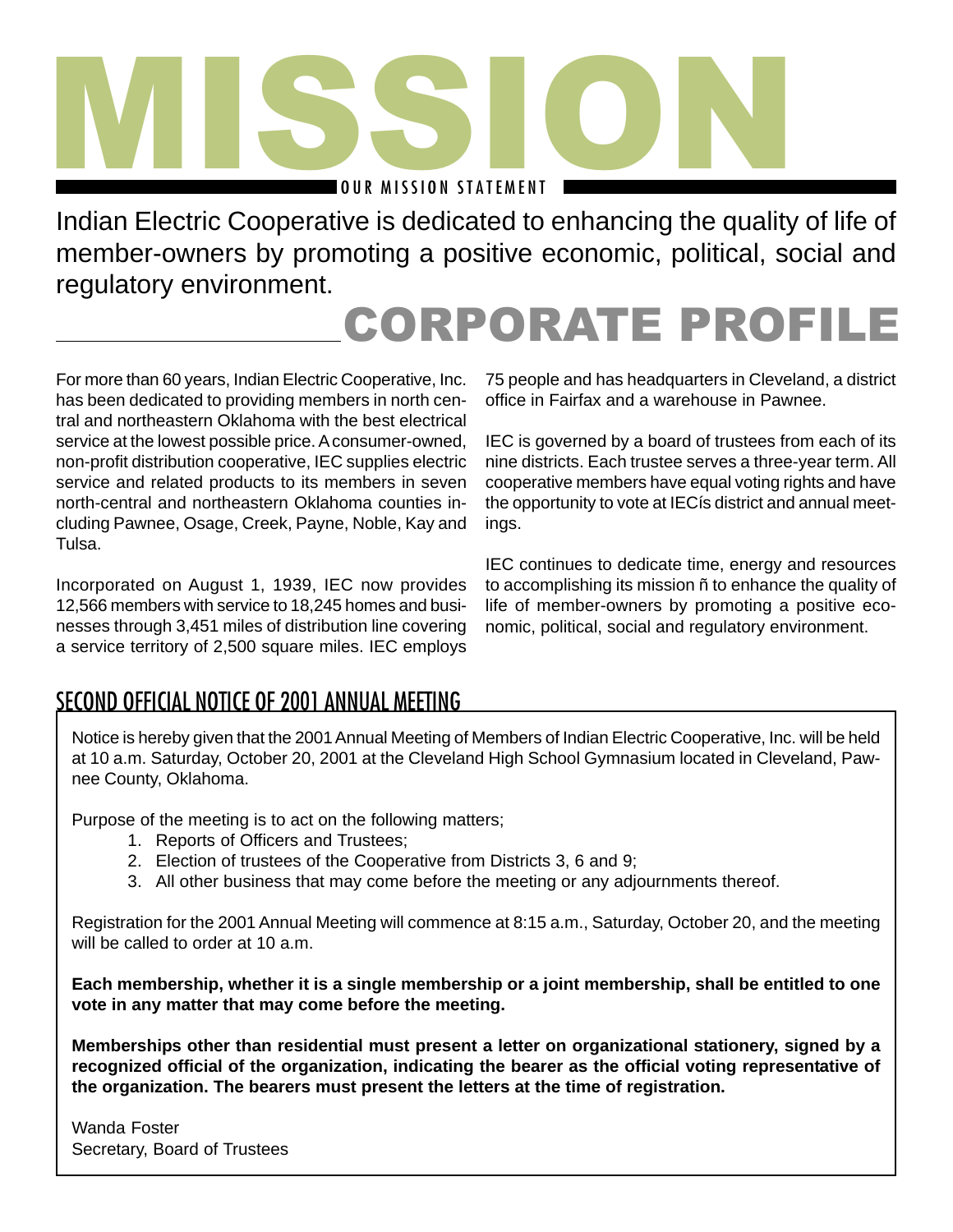# MISSION

OUR MISSION STATEMENT

Indian Electric Cooperative is dedicated to enhancing the quality of life of member-owners by promoting a positive economic, political, social and regulatory environment.

# CORPORATE PROFILE

For more than 60 years, Indian Electric Cooperative, Inc. has been dedicated to providing members in north central and northeastern Oklahoma with the best electrical service at the lowest possible price. A consumer-owned, non-profit distribution cooperative, IEC supplies electric service and related products to its members in seven north-central and northeastern Oklahoma counties including Pawnee, Osage, Creek, Payne, Noble, Kay and Tulsa.

Incorporated on August 1, 1939, IEC now provides 12,566 members with service to 18,245 homes and businesses through 3,451 miles of distribution line covering a service territory of 2,500 square miles. IEC employs 75 people and has headquarters in Cleveland, a district office in Fairfax and a warehouse in Pawnee.

IEC is governed by a board of trustees from each of its nine districts. Each trustee serves a three-year term. All cooperative members have equal voting rights and have the opportunity to vote at IECís district and annual meetings.

IEC continues to dedicate time, energy and resources to accomplishing its mission ñ to enhance the quality of life of member-owners by promoting a positive economic, political, social and regulatory environment.

## SECOND OFFICIAL NOTICE OF 2001 ANNUAL MEETING

Notice is hereby given that the 2001 Annual Meeting of Members of Indian Electric Cooperative, Inc. will be held at 10 a.m. Saturday, October 20, 2001 at the Cleveland High School Gymnasium located in Cleveland, Pawnee County, Oklahoma.

Purpose of the meeting is to act on the following matters;

1. Reports of Officers and Trustees;
2. Election of trustees of the Cooperative from Districts 3, 6 and 9;
3. All other business that may come before the meeting or any adjournments thereof.

Registration for the 2001 Annual Meeting will commence at 8:15 a.m., Saturday, October 20, and the meeting will be called to order at 10 a.m.

**Each membership, whether it is a single membership or a joint membership, shall be entitled to one vote in any matter that may come before the meeting.**

**Memberships other than residential must present a letter on organizational stationery, signed by a recognized official of the organization, indicating the bearer as the official voting representative of the organization. The bearers must present the letters at the time of registration.**

Wanda Foster
Secretary, Board of Trustees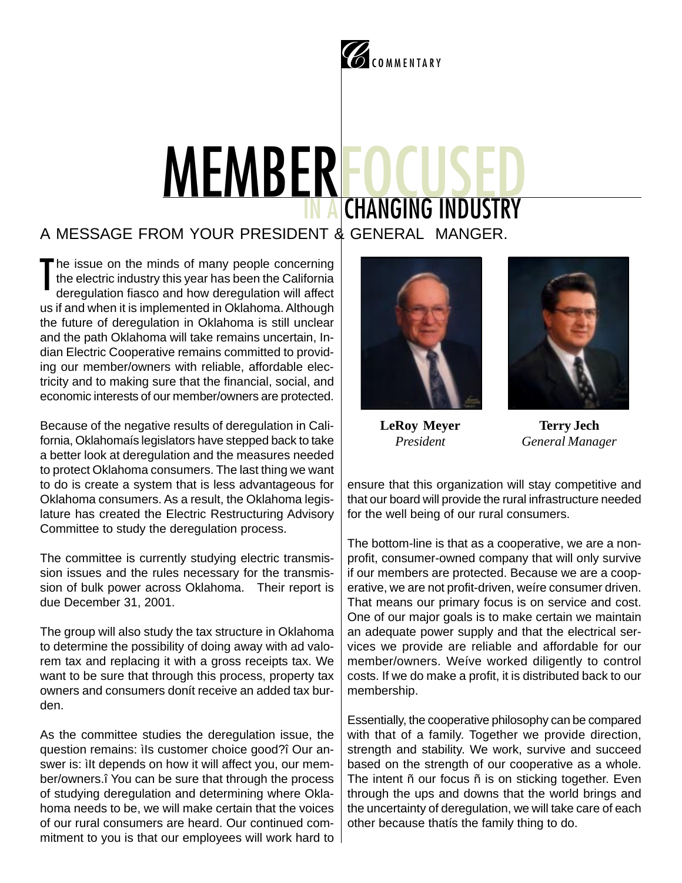COMMENTARY

# MEMBER FOCUSED IN A CHANGING INDUSTRY

A MESSAGE FROM YOUR PRESIDENT & GENERAL MANGER.

The issue on the minds of many people concerning the electric industry this year has been the California deregulation fiasco and how deregulation will affect us if and when it is implemented in Oklahoma. Although the future of deregulation in Oklahoma is still unclear and the path Oklahoma will take remains uncertain, Indian Electric Cooperative remains committed to providing our member/owners with reliable, affordable electricity and to making sure that the financial, social, and economic interests of our member/owners are protected.

Because of the negative results of deregulation in California, Oklahomaís legislators have stepped back to take a better look at deregulation and the measures needed to protect Oklahoma consumers. The last thing we want to do is create a system that is less advantageous for Oklahoma consumers. As a result, the Oklahoma legislature has created the Electric Restructuring Advisory Committee to study the deregulation process.

The committee is currently studying electric transmission issues and the rules necessary for the transmission of bulk power across Oklahoma. Their report is due December 31, 2001.

The group will also study the tax structure in Oklahoma to determine the possibility of doing away with ad valorem tax and replacing it with a gross receipts tax. We want to be sure that through this process, property tax owners and consumers donít receive an added tax burden.

As the committee studies the deregulation issue, the question remains: ìIs customer choice good?î Our answer is: ìIt depends on how it will affect you, our member/owners.î You can be sure that through the process of studying deregulation and determining where Oklahoma needs to be, we will make certain that the voices of our rural consumers are heard. Our continued commitment to you is that our employees will work hard to ensure that this organization will stay competitive and that our board will provide the rural infrastructure needed for the well being of our rural consumers.

**LeRoy Meyer**
*President*

**Terry Jech**
*General Manager*

The bottom-line is that as a cooperative, we are a nonprofit, consumer-owned company that will only survive if our members are protected. Because we are a cooperative, we are not profit-driven, weíre consumer driven. That means our primary focus is on service and cost. One of our major goals is to make certain we maintain an adequate power supply and that the electrical services we provide are reliable and affordable for our member/owners. Weíve worked diligently to control costs. If we do make a profit, it is distributed back to our membership.

Essentially, the cooperative philosophy can be compared with that of a family. Together we provide direction, strength and stability. We work, survive and succeed based on the strength of our cooperative as a whole. The intent ñ our focus ñ is on sticking together. Even through the ups and downs that the world brings and the uncertainty of deregulation, we will take care of each other because thatís the family thing to do.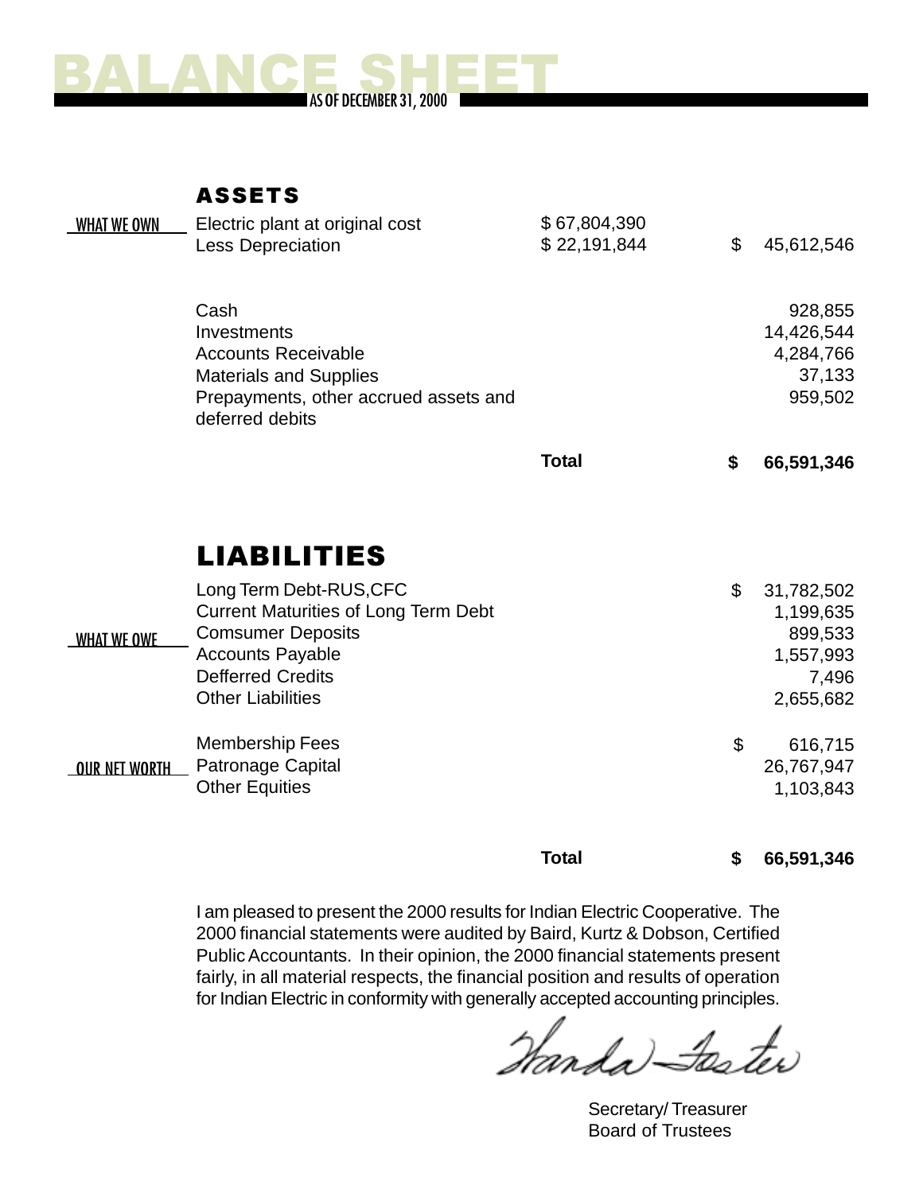# BALANCE SHEET

AS OF DECEMBER 31, 2000

## ASSETS

| | | | | |
|---|---|---|---|---|
| WHAT WE OWN | Electric plant at original cost | $ 67,804,390 | | |
| | Less Depreciation | $ 22,191,844 | $ | 45,612,546 |
| | Cash | | | 928,855 |
| | Investments | | | 14,426,544 |
| | Accounts Receivable | | | 4,284,766 |
| | Materials and Supplies | | | 37,133 |
| | Prepayments, other accrued assets and deferred debits | | | 959,502 |
| | | **Total** | **$** | **66,591,346** |

## LIABILITIES

| | | | | |
|---|---|---|---|---|
| WHAT WE OWE | Long Term Debt-RUS,CFC | | $ | 31,782,502 |
| | Current Maturities of Long Term Debt | | | 1,199,635 |
| | Comsumer Deposits | | | 899,533 |
| | Accounts Payable | | | 1,557,993 |
| | Defferred Credits | | | 7,496 |
| | Other Liabilities | | | 2,655,682 |
| OUR NET WORTH | Membership Fees | | $ | 616,715 |
| | Patronage Capital | | | 26,767,947 |
| | Other Equities | | | 1,103,843 |
| | | **Total** | **$** | **66,591,346** |

I am pleased to present the 2000 results for Indian Electric Cooperative. The 2000 financial statements were audited by Baird, Kurtz & Dobson, Certified Public Accountants. In their opinion, the 2000 financial statements present fairly, in all material respects, the financial position and results of operation for Indian Electric in conformity with generally accepted accounting principles.

Wanda Foster

Secretary/ Treasurer
Board of Trustees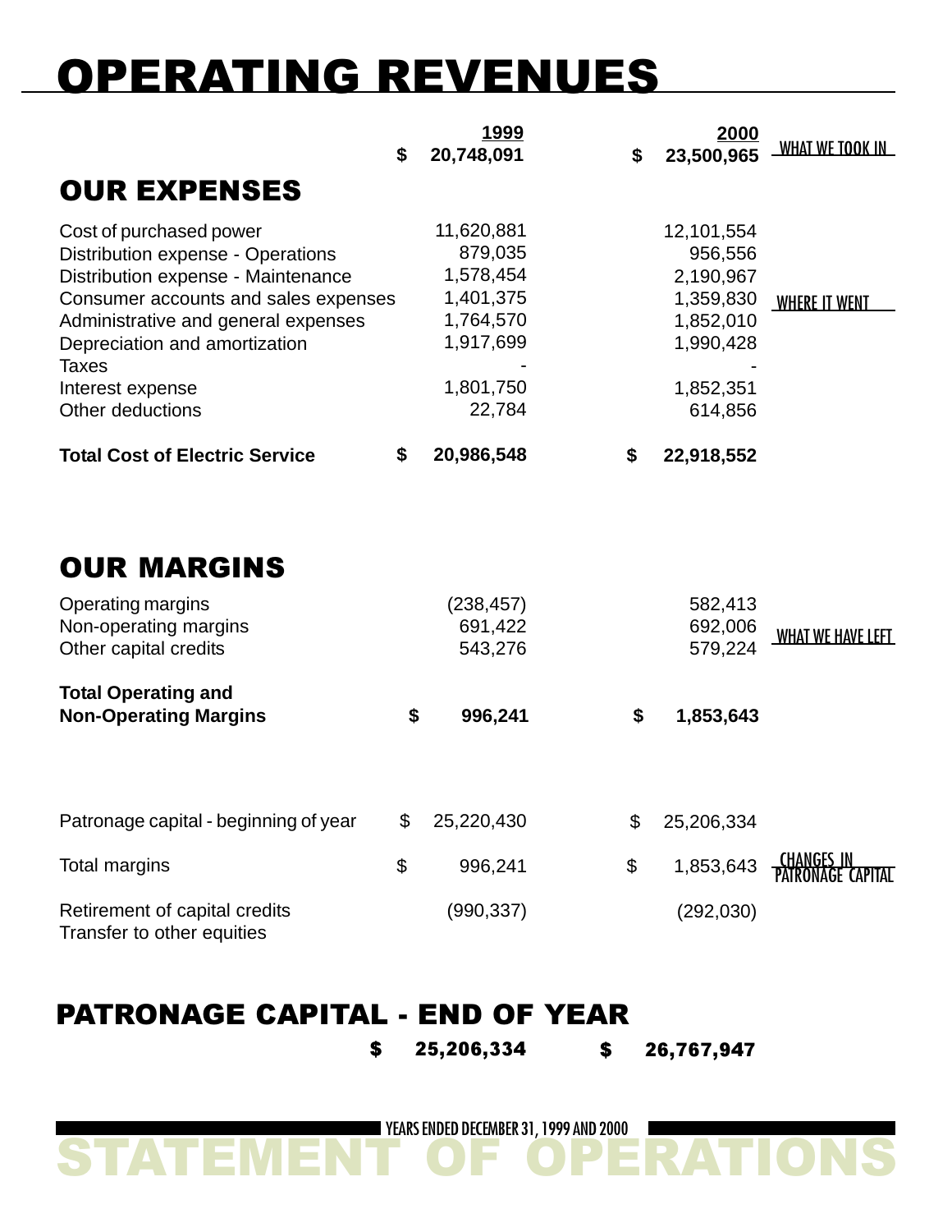# OPERATING REVENUES

| | 1999 | 2000 | |
|---|---|---|---|
| | $ 20,748,091 | $ 23,500,965 | WHAT WE TOOK IN |

## OUR EXPENSES

| | 1999 | 2000 | |
|---|---|---|---|
| Cost of purchased power | 11,620,881 | 12,101,554 | |
| Distribution expense - Operations | 879,035 | 956,556 | |
| Distribution expense - Maintenance | 1,578,454 | 2,190,967 | |
| Consumer accounts and sales expenses | 1,401,375 | 1,359,830 | WHERE IT WENT |
| Administrative and general expenses | 1,764,570 | 1,852,010 | |
| Depreciation and amortization | 1,917,699 | 1,990,428 | |
| Taxes | - | - | |
| Interest expense | 1,801,750 | 1,852,351 | |
| Other deductions | 22,784 | 614,856 | |
| **Total Cost of Electric Service** | **$ 20,986,548** | **$ 22,918,552** | |

## OUR MARGINS

| | 1999 | 2000 | |
|---|---|---|---|
| Operating margins | (238,457) | 582,413 | |
| Non-operating margins | 691,422 | 692,006 | WHAT WE HAVE LEFT |
| Other capital credits | 543,276 | 579,224 | |
| **Total Operating and Non-Operating Margins** | **$ 996,241** | **$ 1,853,643** | |

| | 1999 | 2000 | |
|---|---|---|---|
| Patronage capital - beginning of year | $ 25,220,430 | $ 25,206,334 | |
| Total margins | $ 996,241 | $ 1,853,643 | CHANGES IN PATRONAGE CAPITAL |
| Retirement of capital credits | (990,337) | (292,030) | |
| Transfer to other equities | | | |

## PATRONAGE CAPITAL - END OF YEAR

| | 1999 | 2000 |
|---|---|---|
| | **$ 25,206,334** | **$ 26,767,947** |

YEARS ENDED DECEMBER 31, 1999 AND 2000

# STATEMENT OF OPERATIONS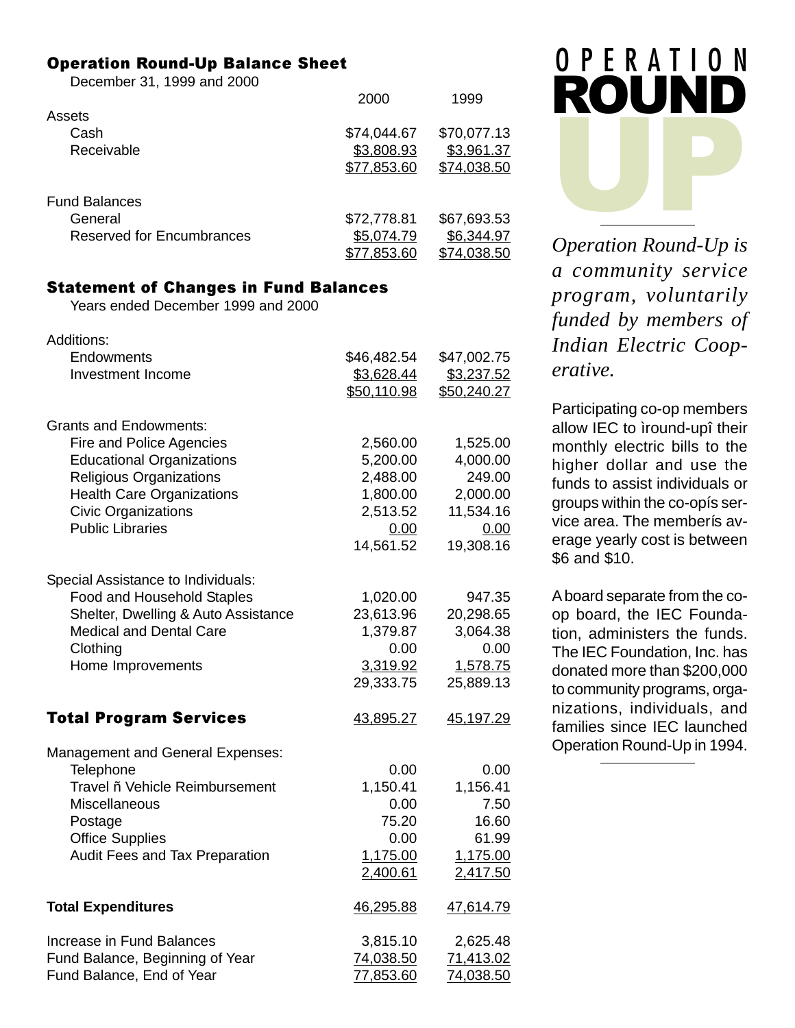## Operation Round-Up Balance Sheet

December 31, 1999 and 2000

| | 2000 | 1999 |
|---|---|---|
| **Assets** | | |
| Cash | $74,044.67 | $70,077.13 |
| Receivable | $3,808.93 | $3,961.37 |
| | $77,853.60 | $74,038.50 |
| **Fund Balances** | | |
| General | $72,778.81 | $67,693.53 |
| Reserved for Encumbrances | $5,074.79 | $6,344.97 |
| | $77,853.60 | $74,038.50 |

## Statement of Changes in Fund Balances

Years ended December 1999 and 2000

| | 2000 | 1999 |
|---|---|---|
| **Additions:** | | |
| Endowments | $46,482.54 | $47,002.75 |
| Investment Income | $3,628.44 | $3,237.52 |
| | $50,110.98 | $50,240.27 |
| **Grants and Endowments:** | | |
| Fire and Police Agencies | 2,560.00 | 1,525.00 |
| Educational Organizations | 5,200.00 | 4,000.00 |
| Religious Organizations | 2,488.00 | 249.00 |
| Health Care Organizations | 1,800.00 | 2,000.00 |
| Civic Organizations | 2,513.52 | 11,534.16 |
| Public Libraries | 0.00 | 0.00 |
| | 14,561.52 | 19,308.16 |
| **Special Assistance to Individuals:** | | |
| Food and Household Staples | 1,020.00 | 947.35 |
| Shelter, Dwelling & Auto Assistance | 23,613.96 | 20,298.65 |
| Medical and Dental Care | 1,379.87 | 3,064.38 |
| Clothing | 0.00 | 0.00 |
| Home Improvements | 3,319.92 | 1,578.75 |
| | 29,333.75 | 25,889.13 |
| **Total Program Services** | 43,895.27 | 45,197.29 |
| **Management and General Expenses:** | | |
| Telephone | 0.00 | 0.00 |
| Travel ñ Vehicle Reimbursement | 1,150.41 | 1,156.41 |
| Miscellaneous | 0.00 | 7.50 |
| Postage | 75.20 | 16.60 |
| Office Supplies | 0.00 | 61.99 |
| Audit Fees and Tax Preparation | 1,175.00 | 1,175.00 |
| | 2,400.61 | 2,417.50 |
| **Total Expenditures** | 46,295.88 | 47,614.79 |
| Increase in Fund Balances | 3,815.10 | 2,625.48 |
| Fund Balance, Beginning of Year | 74,038.50 | 71,413.02 |
| Fund Balance, End of Year | 77,853.60 | 74,038.50 |

# OPERATION ROUND UP

*Operation Round-Up is a community service program, voluntarily funded by members of Indian Electric Cooperative.*

Participating co-op members allow IEC to ìround-upî their monthly electric bills to the higher dollar and use the funds to assist individuals or groups within the co-opís service area. The memberís average yearly cost is between $6 and $10.

A board separate from the co-op board, the IEC Foundation, administers the funds. The IEC Foundation, Inc. has donated more than $200,000 to community programs, organizations, individuals, and families since IEC launched Operation Round-Up in 1994.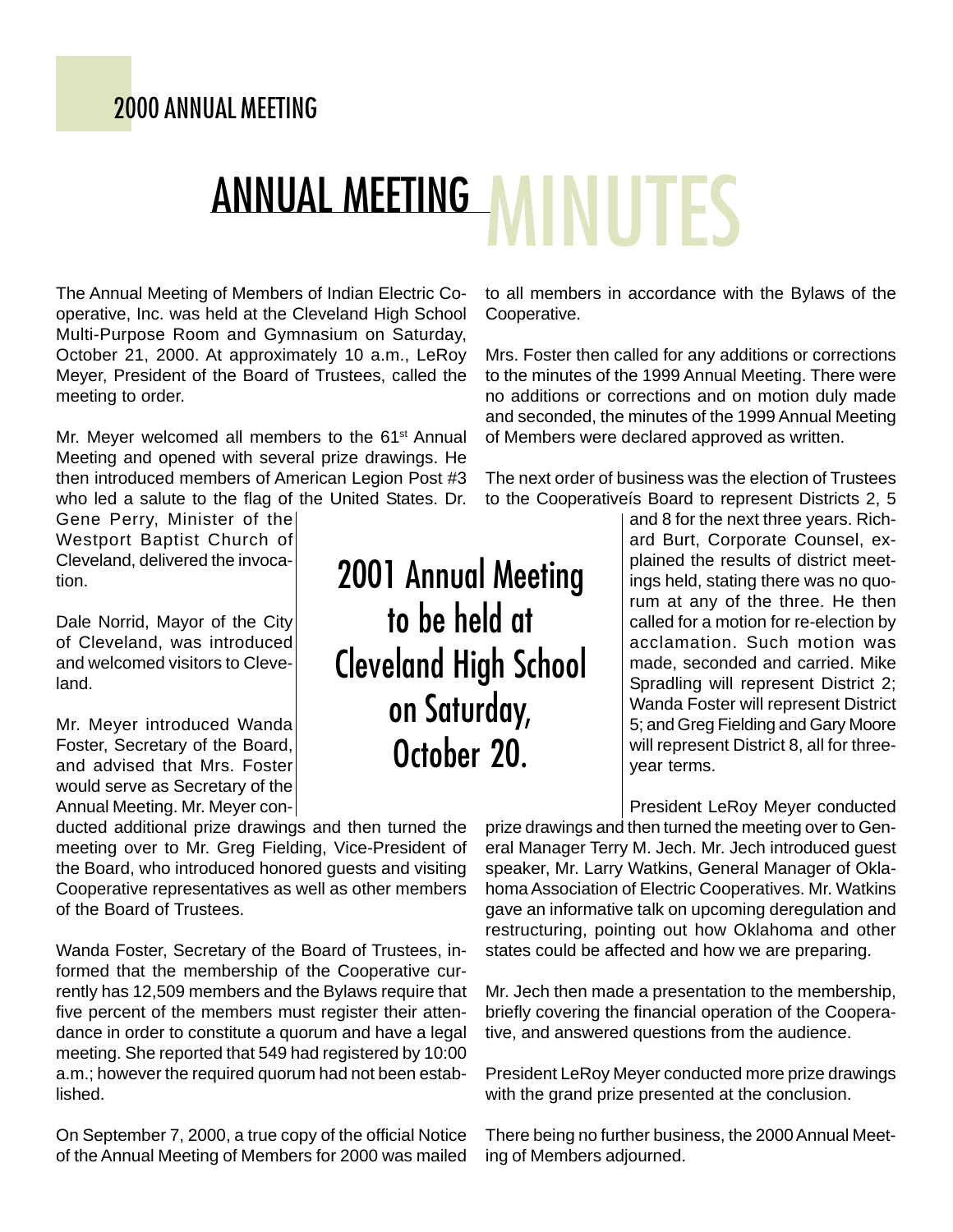2000 ANNUAL MEETING

# ANNUAL MEETING MINUTES

The Annual Meeting of Members of Indian Electric Cooperative, Inc. was held at the Cleveland High School Multi-Purpose Room and Gymnasium on Saturday, October 21, 2000. At approximately 10 a.m., LeRoy Meyer, President of the Board of Trustees, called the meeting to order.

Mr. Meyer welcomed all members to the 61st Annual Meeting and opened with several prize drawings. He then introduced members of American Legion Post #3 who led a salute to the flag of the United States. Dr. Gene Perry, Minister of the Westport Baptist Church of Cleveland, delivered the invocation.

Dale Norrid, Mayor of the City of Cleveland, was introduced and welcomed visitors to Cleveland.

Mr. Meyer introduced Wanda Foster, Secretary of the Board, and advised that Mrs. Foster would serve as Secretary of the Annual Meeting. Mr. Meyer conducted additional prize drawings and then turned the meeting over to Mr. Greg Fielding, Vice-President of the Board, who introduced honored guests and visiting Cooperative representatives as well as other members of the Board of Trustees.

Wanda Foster, Secretary of the Board of Trustees, informed that the membership of the Cooperative currently has 12,509 members and the Bylaws require that five percent of the members must register their attendance in order to constitute a quorum and have a legal meeting. She reported that 549 had registered by 10:00 a.m.; however the required quorum had not been established.

On September 7, 2000, a true copy of the official Notice of the Annual Meeting of Members for 2000 was mailed to all members in accordance with the Bylaws of the Cooperative.

Mrs. Foster then called for any additions or corrections to the minutes of the 1999 Annual Meeting. There were no additions or corrections and on motion duly made and seconded, the minutes of the 1999 Annual Meeting of Members were declared approved as written.

The next order of business was the election of Trustees to the Cooperativeís Board to represent Districts 2, 5 and 8 for the next three years. Richard Burt, Corporate Counsel, explained the results of district meetings held, stating there was no quorum at any of the three. He then called for a motion for re-election by acclamation. Such motion was made, seconded and carried. Mike Spradling will represent District 2; Wanda Foster will represent District 5; and Greg Fielding and Gary Moore will represent District 8, all for three-year terms.

President LeRoy Meyer conducted prize drawings and then turned the meeting over to General Manager Terry M. Jech. Mr. Jech introduced guest speaker, Mr. Larry Watkins, General Manager of Oklahoma Association of Electric Cooperatives. Mr. Watkins gave an informative talk on upcoming deregulation and restructuring, pointing out how Oklahoma and other states could be affected and how we are preparing.

Mr. Jech then made a presentation to the membership, briefly covering the financial operation of the Cooperative, and answered questions from the audience.

President LeRoy Meyer conducted more prize drawings with the grand prize presented at the conclusion.

There being no further business, the 2000 Annual Meeting of Members adjourned.

**2001 Annual Meeting to be held at Cleveland High School on Saturday, October 20.**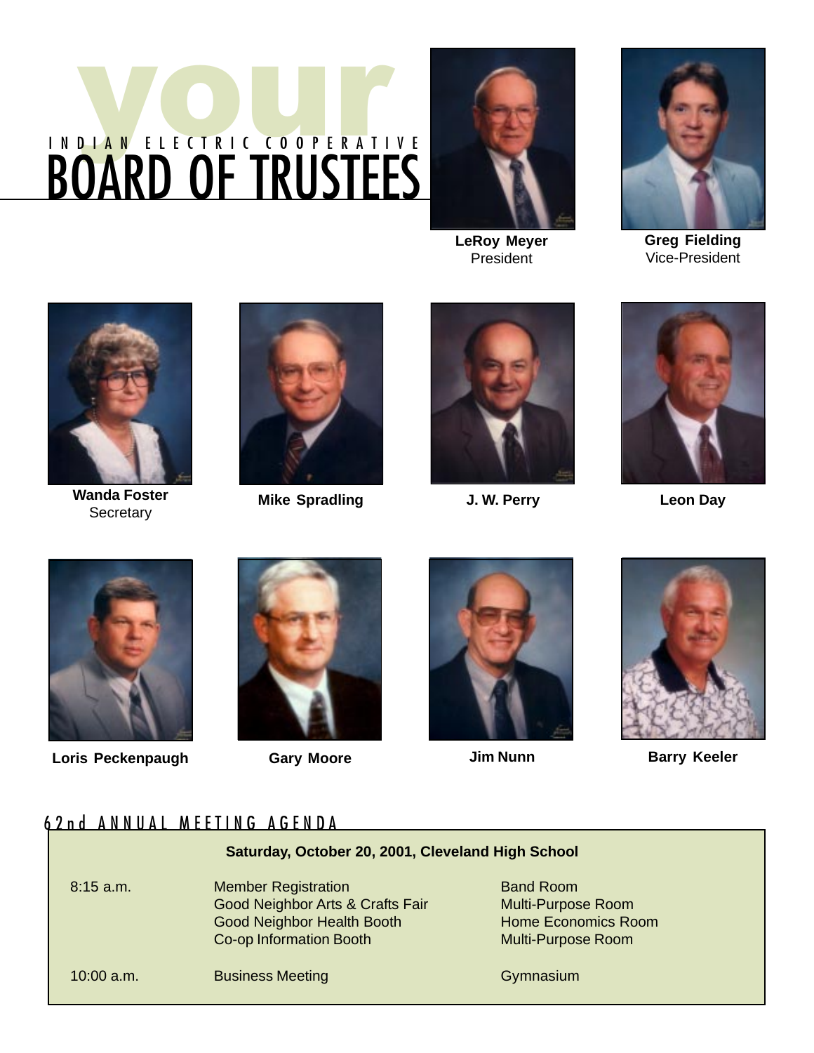# your

INDIAN ELECTRIC COOPERATIVE

# BOARD OF TRUSTEES

**LeRoy Meyer**
President

**Greg Fielding**
Vice-President

**Wanda Foster**
Secretary

**Mike Spradling**

**J. W. Perry**

**Leon Day**

**Loris Peckenpaugh**

**Gary Moore**

**Jim Nunn**

**Barry Keeler**

## 62nd ANNUAL MEETING AGENDA

**Saturday, October 20, 2001, Cleveland High School**

| | | |
|---|---|---|
| 8:15 a.m. | Member Registration | Band Room |
| | Good Neighbor Arts & Crafts Fair | Multi-Purpose Room |
| | Good Neighbor Health Booth | Home Economics Room |
| | Co-op Information Booth | Multi-Purpose Room |
| 10:00 a.m. | Business Meeting | Gymnasium |